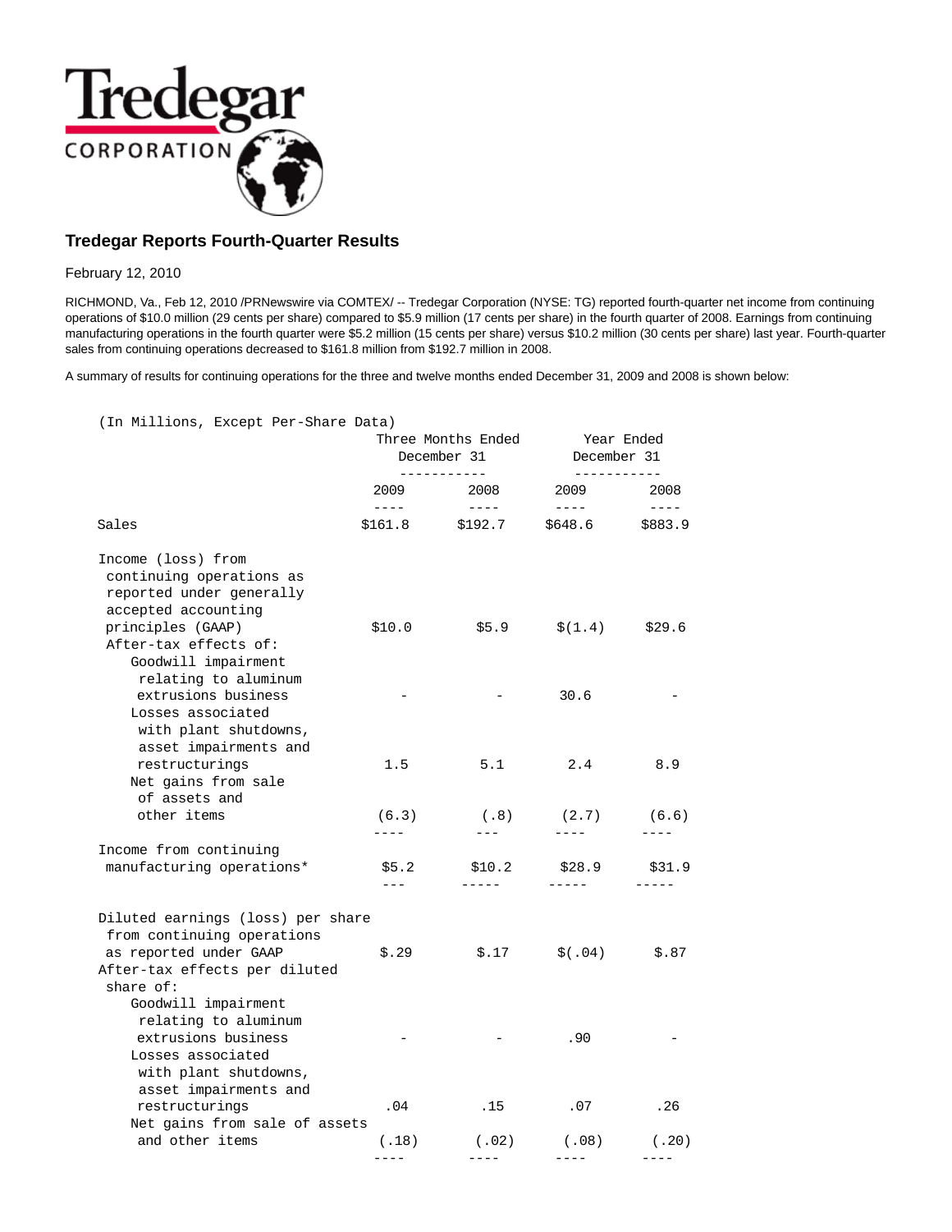## Tredegar Reports Fourth-Quarter Results

February 12, 2010

RICHMOND, Va., Feb 12, 2010 /PRNewswire via COMTEX/ -- Tredegar Corporation (NYSE: TG) reported fourth-quarter net income from continuing operations of $10.0 million (29 cents per share) compared to $5.9 million (17 cents per share) in the fourth quarter of 2008. Earnings from continuing manufacturing operations in the fourth quarter were $5.2 million (15 cents per share) versus $10.2 million (30 cents per share) last year. Fourth-quarter sales from continuing operations decreased to $161.8 million from $192.7 million in 2008.

A summary of results for continuing operations for the three and twelve months ended December 31, 2009 and 2008 is shown below:

(In Millions, Except Per-Share Data)

| | Three Months Ended December 31 | | Year Ended December 31 | |
|---|---|---|---|---|
| | 2009 | 2008 | 2009 | 2008 |
| Sales | $161.8 | $192.7 | $648.6 | $883.9 |
| Income (loss) from continuing operations as reported under generally accepted accounting principles (GAAP) | $10.0 | $5.9 | $(1.4) | $29.6 |
| After-tax effects of: | | | | |
| Goodwill impairment relating to aluminum extrusions business | - | - | 30.6 | - |
| Losses associated with plant shutdowns, asset impairments and restructurings | 1.5 | 5.1 | 2.4 | 8.9 |
| Net gains from sale of assets and other items | (6.3) | (.8) | (2.7) | (6.6) |
| Income from continuing manufacturing operations* | $5.2 | $10.2 | $28.9 | $31.9 |
| Diluted earnings (loss) per share from continuing operations as reported under GAAP | $.29 | $.17 | $(.04) | $.87 |
| After-tax effects per diluted share of: | | | | |
| Goodwill impairment relating to aluminum extrusions business | - | - | .90 | - |
| Losses associated with plant shutdowns, asset impairments and restructurings | .04 | .15 | .07 | .26 |
| Net gains from sale of assets and other items | (.18) | (.02) | (.08) | (.20) |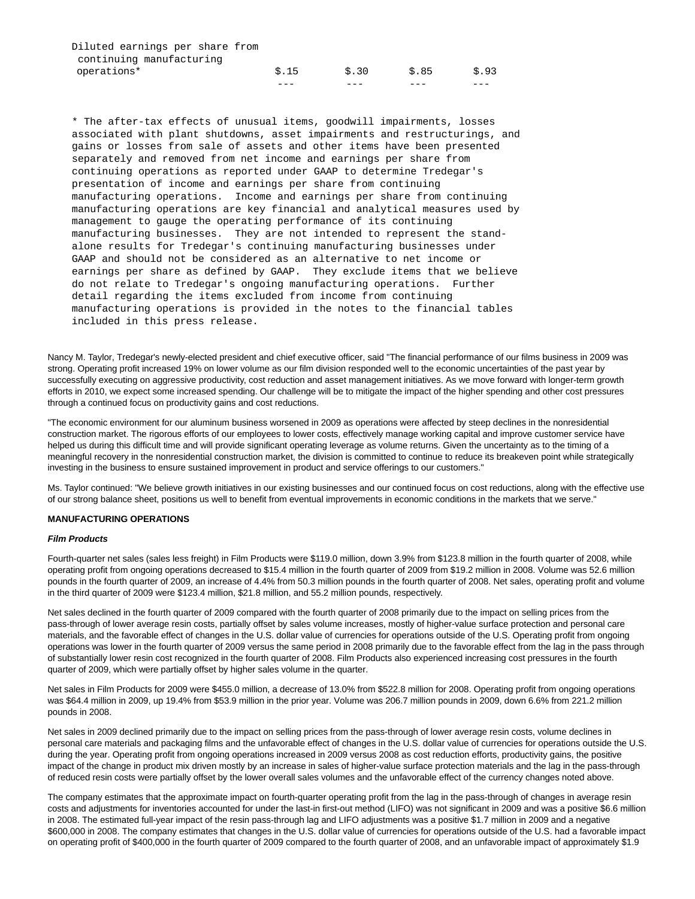| | | | | |
|---|---|---|---|---|
| Diluted earnings per share from continuing manufacturing operations* | $.15 | $.30 | $.85 | $.93 |

\* The after-tax effects of unusual items, goodwill impairments, losses associated with plant shutdowns, asset impairments and restructurings, and gains or losses from sale of assets and other items have been presented separately and removed from net income and earnings per share from continuing operations as reported under GAAP to determine Tredegar's presentation of income and earnings per share from continuing manufacturing operations. Income and earnings per share from continuing manufacturing operations are key financial and analytical measures used by management to gauge the operating performance of its continuing manufacturing businesses. They are not intended to represent the stand-alone results for Tredegar's continuing manufacturing businesses under GAAP and should not be considered as an alternative to net income or earnings per share as defined by GAAP. They exclude items that we believe do not relate to Tredegar's ongoing manufacturing operations. Further detail regarding the items excluded from income from continuing manufacturing operations is provided in the notes to the financial tables included in this press release.

Nancy M. Taylor, Tredegar's newly-elected president and chief executive officer, said "The financial performance of our films business in 2009 was strong. Operating profit increased 19% on lower volume as our film division responded well to the economic uncertainties of the past year by successfully executing on aggressive productivity, cost reduction and asset management initiatives. As we move forward with longer-term growth efforts in 2010, we expect some increased spending. Our challenge will be to mitigate the impact of the higher spending and other cost pressures through a continued focus on productivity gains and cost reductions.

"The economic environment for our aluminum business worsened in 2009 as operations were affected by steep declines in the nonresidential construction market. The rigorous efforts of our employees to lower costs, effectively manage working capital and improve customer service have helped us during this difficult time and will provide significant operating leverage as volume returns. Given the uncertainty as to the timing of a meaningful recovery in the nonresidential construction market, the division is committed to continue to reduce its breakeven point while strategically investing in the business to ensure sustained improvement in product and service offerings to our customers."

Ms. Taylor continued: "We believe growth initiatives in our existing businesses and our continued focus on cost reductions, along with the effective use of our strong balance sheet, positions us well to benefit from eventual improvements in economic conditions in the markets that we serve."

**MANUFACTURING OPERATIONS**

***Film Products***

Fourth-quarter net sales (sales less freight) in Film Products were $119.0 million, down 3.9% from $123.8 million in the fourth quarter of 2008, while operating profit from ongoing operations decreased to $15.4 million in the fourth quarter of 2009 from $19.2 million in 2008. Volume was 52.6 million pounds in the fourth quarter of 2009, an increase of 4.4% from 50.3 million pounds in the fourth quarter of 2008. Net sales, operating profit and volume in the third quarter of 2009 were $123.4 million, $21.8 million, and 55.2 million pounds, respectively.

Net sales declined in the fourth quarter of 2009 compared with the fourth quarter of 2008 primarily due to the impact on selling prices from the pass-through of lower average resin costs, partially offset by sales volume increases, mostly of higher-value surface protection and personal care materials, and the favorable effect of changes in the U.S. dollar value of currencies for operations outside of the U.S. Operating profit from ongoing operations was lower in the fourth quarter of 2009 versus the same period in 2008 primarily due to the favorable effect from the lag in the pass through of substantially lower resin cost recognized in the fourth quarter of 2008. Film Products also experienced increasing cost pressures in the fourth quarter of 2009, which were partially offset by higher sales volume in the quarter.

Net sales in Film Products for 2009 were $455.0 million, a decrease of 13.0% from $522.8 million for 2008. Operating profit from ongoing operations was $64.4 million in 2009, up 19.4% from $53.9 million in the prior year. Volume was 206.7 million pounds in 2009, down 6.6% from 221.2 million pounds in 2008.

Net sales in 2009 declined primarily due to the impact on selling prices from the pass-through of lower average resin costs, volume declines in personal care materials and packaging films and the unfavorable effect of changes in the U.S. dollar value of currencies for operations outside the U.S. during the year. Operating profit from ongoing operations increased in 2009 versus 2008 as cost reduction efforts, productivity gains, the positive impact of the change in product mix driven mostly by an increase in sales of higher-value surface protection materials and the lag in the pass-through of reduced resin costs were partially offset by the lower overall sales volumes and the unfavorable effect of the currency changes noted above.

The company estimates that the approximate impact on fourth-quarter operating profit from the lag in the pass-through of changes in average resin costs and adjustments for inventories accounted for under the last-in first-out method (LIFO) was not significant in 2009 and was a positive $6.6 million in 2008. The estimated full-year impact of the resin pass-through lag and LIFO adjustments was a positive $1.7 million in 2009 and a negative $600,000 in 2008. The company estimates that changes in the U.S. dollar value of currencies for operations outside of the U.S. had a favorable impact on operating profit of $400,000 in the fourth quarter of 2009 compared to the fourth quarter of 2008, and an unfavorable impact of approximately $1.9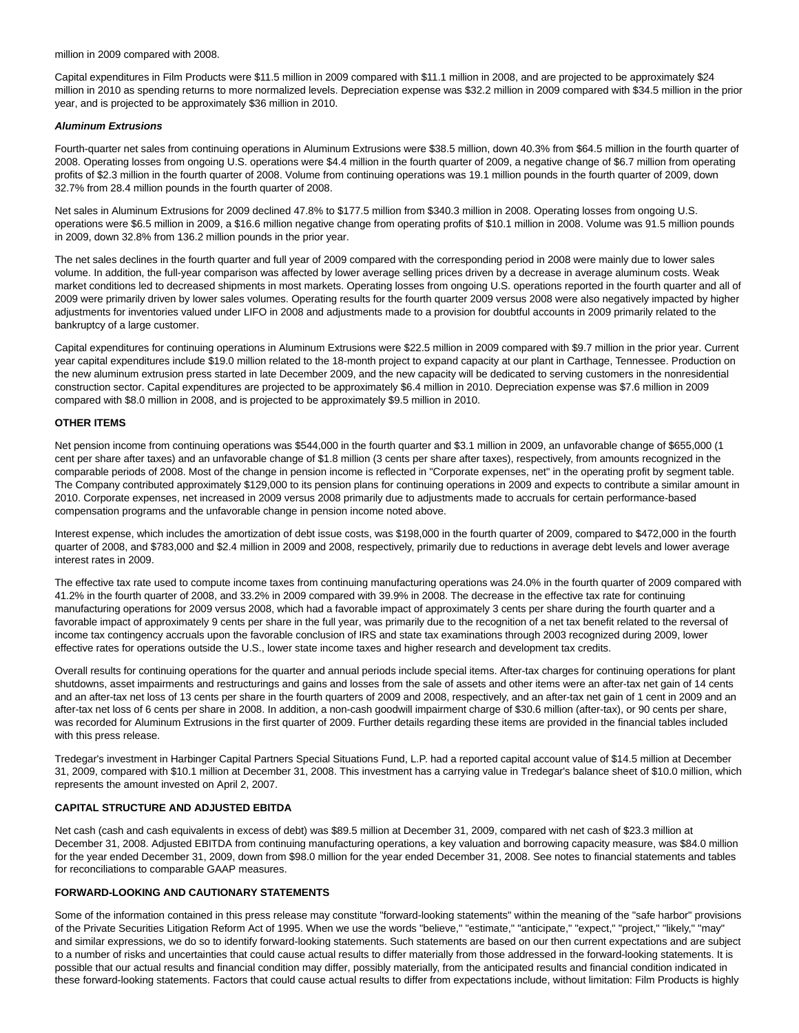million in 2009 compared with 2008.

Capital expenditures in Film Products were $11.5 million in 2009 compared with $11.1 million in 2008, and are projected to be approximately $24 million in 2010 as spending returns to more normalized levels. Depreciation expense was $32.2 million in 2009 compared with $34.5 million in the prior year, and is projected to be approximately $36 million in 2010.

***Aluminum Extrusions***

Fourth-quarter net sales from continuing operations in Aluminum Extrusions were $38.5 million, down 40.3% from $64.5 million in the fourth quarter of 2008. Operating losses from ongoing U.S. operations were $4.4 million in the fourth quarter of 2009, a negative change of $6.7 million from operating profits of $2.3 million in the fourth quarter of 2008. Volume from continuing operations was 19.1 million pounds in the fourth quarter of 2009, down 32.7% from 28.4 million pounds in the fourth quarter of 2008.

Net sales in Aluminum Extrusions for 2009 declined 47.8% to $177.5 million from $340.3 million in 2008. Operating losses from ongoing U.S. operations were $6.5 million in 2009, a $16.6 million negative change from operating profits of $10.1 million in 2008. Volume was 91.5 million pounds in 2009, down 32.8% from 136.2 million pounds in the prior year.

The net sales declines in the fourth quarter and full year of 2009 compared with the corresponding period in 2008 were mainly due to lower sales volume. In addition, the full-year comparison was affected by lower average selling prices driven by a decrease in average aluminum costs. Weak market conditions led to decreased shipments in most markets. Operating losses from ongoing U.S. operations reported in the fourth quarter and all of 2009 were primarily driven by lower sales volumes. Operating results for the fourth quarter 2009 versus 2008 were also negatively impacted by higher adjustments for inventories valued under LIFO in 2008 and adjustments made to a provision for doubtful accounts in 2009 primarily related to the bankruptcy of a large customer.

Capital expenditures for continuing operations in Aluminum Extrusions were $22.5 million in 2009 compared with $9.7 million in the prior year. Current year capital expenditures include $19.0 million related to the 18-month project to expand capacity at our plant in Carthage, Tennessee. Production on the new aluminum extrusion press started in late December 2009, and the new capacity will be dedicated to serving customers in the nonresidential construction sector. Capital expenditures are projected to be approximately $6.4 million in 2010. Depreciation expense was $7.6 million in 2009 compared with $8.0 million in 2008, and is projected to be approximately $9.5 million in 2010.

**OTHER ITEMS**

Net pension income from continuing operations was $544,000 in the fourth quarter and $3.1 million in 2009, an unfavorable change of $655,000 (1 cent per share after taxes) and an unfavorable change of $1.8 million (3 cents per share after taxes), respectively, from amounts recognized in the comparable periods of 2008. Most of the change in pension income is reflected in "Corporate expenses, net" in the operating profit by segment table. The Company contributed approximately $129,000 to its pension plans for continuing operations in 2009 and expects to contribute a similar amount in 2010. Corporate expenses, net increased in 2009 versus 2008 primarily due to adjustments made to accruals for certain performance-based compensation programs and the unfavorable change in pension income noted above.

Interest expense, which includes the amortization of debt issue costs, was $198,000 in the fourth quarter of 2009, compared to $472,000 in the fourth quarter of 2008, and $783,000 and $2.4 million in 2009 and 2008, respectively, primarily due to reductions in average debt levels and lower average interest rates in 2009.

The effective tax rate used to compute income taxes from continuing manufacturing operations was 24.0% in the fourth quarter of 2009 compared with 41.2% in the fourth quarter of 2008, and 33.2% in 2009 compared with 39.9% in 2008. The decrease in the effective tax rate for continuing manufacturing operations for 2009 versus 2008, which had a favorable impact of approximately 3 cents per share during the fourth quarter and a favorable impact of approximately 9 cents per share in the full year, was primarily due to the recognition of a net tax benefit related to the reversal of income tax contingency accruals upon the favorable conclusion of IRS and state tax examinations through 2003 recognized during 2009, lower effective rates for operations outside the U.S., lower state income taxes and higher research and development tax credits.

Overall results for continuing operations for the quarter and annual periods include special items. After-tax charges for continuing operations for plant shutdowns, asset impairments and restructurings and gains and losses from the sale of assets and other items were an after-tax net gain of 14 cents and an after-tax net loss of 13 cents per share in the fourth quarters of 2009 and 2008, respectively, and an after-tax net gain of 1 cent in 2009 and an after-tax net loss of 6 cents per share in 2008. In addition, a non-cash goodwill impairment charge of $30.6 million (after-tax), or 90 cents per share, was recorded for Aluminum Extrusions in the first quarter of 2009. Further details regarding these items are provided in the financial tables included with this press release.

Tredegar's investment in Harbinger Capital Partners Special Situations Fund, L.P. had a reported capital account value of $14.5 million at December 31, 2009, compared with $10.1 million at December 31, 2008. This investment has a carrying value in Tredegar's balance sheet of $10.0 million, which represents the amount invested on April 2, 2007.

**CAPITAL STRUCTURE AND ADJUSTED EBITDA**

Net cash (cash and cash equivalents in excess of debt) was $89.5 million at December 31, 2009, compared with net cash of $23.3 million at December 31, 2008. Adjusted EBITDA from continuing manufacturing operations, a key valuation and borrowing capacity measure, was $84.0 million for the year ended December 31, 2009, down from $98.0 million for the year ended December 31, 2008. See notes to financial statements and tables for reconciliations to comparable GAAP measures.

**FORWARD-LOOKING AND CAUTIONARY STATEMENTS**

Some of the information contained in this press release may constitute "forward-looking statements" within the meaning of the "safe harbor" provisions of the Private Securities Litigation Reform Act of 1995. When we use the words "believe," "estimate," "anticipate," "expect," "project," "likely," "may" and similar expressions, we do so to identify forward-looking statements. Such statements are based on our then current expectations and are subject to a number of risks and uncertainties that could cause actual results to differ materially from those addressed in the forward-looking statements. It is possible that our actual results and financial condition may differ, possibly materially, from the anticipated results and financial condition indicated in these forward-looking statements. Factors that could cause actual results to differ from expectations include, without limitation: Film Products is highly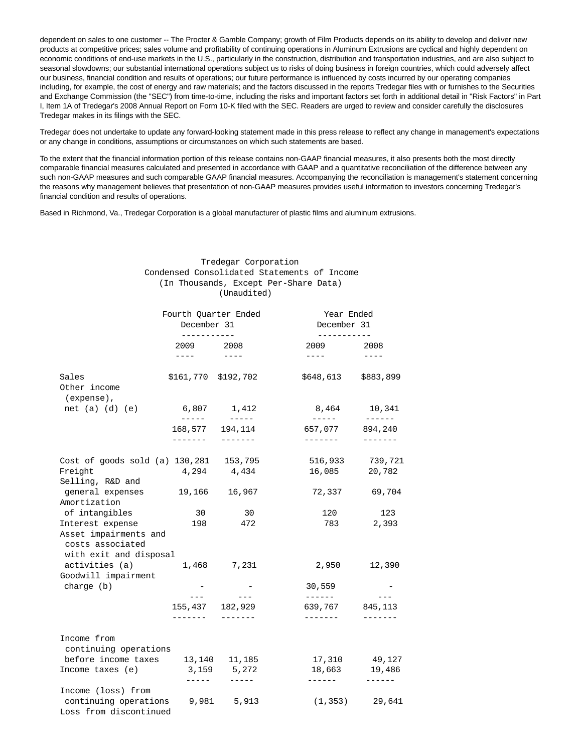dependent on sales to one customer -- The Procter & Gamble Company; growth of Film Products depends on its ability to develop and deliver new products at competitive prices; sales volume and profitability of continuing operations in Aluminum Extrusions are cyclical and highly dependent on economic conditions of end-use markets in the U.S., particularly in the construction, distribution and transportation industries, and are also subject to seasonal slowdowns; our substantial international operations subject us to risks of doing business in foreign countries, which could adversely affect our business, financial condition and results of operations; our future performance is influenced by costs incurred by our operating companies including, for example, the cost of energy and raw materials; and the factors discussed in the reports Tredegar files with or furnishes to the Securities and Exchange Commission (the "SEC") from time-to-time, including the risks and important factors set forth in additional detail in "Risk Factors" in Part I, Item 1A of Tredegar's 2008 Annual Report on Form 10-K filed with the SEC. Readers are urged to review and consider carefully the disclosures Tredegar makes in its filings with the SEC.

Tredegar does not undertake to update any forward-looking statement made in this press release to reflect any change in management's expectations or any change in conditions, assumptions or circumstances on which such statements are based.

To the extent that the financial information portion of this release contains non-GAAP financial measures, it also presents both the most directly comparable financial measures calculated and presented in accordance with GAAP and a quantitative reconciliation of the difference between any such non-GAAP measures and such comparable GAAP financial measures. Accompanying the reconciliation is management's statement concerning the reasons why management believes that presentation of non-GAAP measures provides useful information to investors concerning Tredegar's financial condition and results of operations.

Based in Richmond, Va., Tredegar Corporation is a global manufacturer of plastic films and aluminum extrusions.

Tredegar Corporation
Condensed Consolidated Statements of Income
(In Thousands, Except Per-Share Data)
(Unaudited)

| | Fourth Quarter Ended December 31 | | Year Ended December 31 | |
|---|---|---|---|---|
| | 2009 | 2008 | 2009 | 2008 |
| Sales | $161,770 | $192,702 | $648,613 | $883,899 |
| Other income (expense), net (a) (d) (e) | 6,807 | 1,412 | 8,464 | 10,341 |
| | 168,577 | 194,114 | 657,077 | 894,240 |
| Cost of goods sold (a) | 130,281 | 153,795 | 516,933 | 739,721 |
| Freight | 4,294 | 4,434 | 16,085 | 20,782 |
| Selling, R&D and general expenses | 19,166 | 16,967 | 72,337 | 69,704 |
| Amortization of intangibles | 30 | 30 | 120 | 123 |
| Interest expense | 198 | 472 | 783 | 2,393 |
| Asset impairments and costs associated with exit and disposal activities (a) | 1,468 | 7,231 | 2,950 | 12,390 |
| Goodwill impairment charge (b) | - | - | 30,559 | - |
| | 155,437 | 182,929 | 639,767 | 845,113 |
| Income from continuing operations before income taxes | 13,140 | 11,185 | 17,310 | 49,127 |
| Income taxes (e) | 3,159 | 5,272 | 18,663 | 19,486 |
| Income (loss) from continuing operations | 9,981 | 5,913 | (1,353) | 29,641 |
| Loss from discontinued | | | | |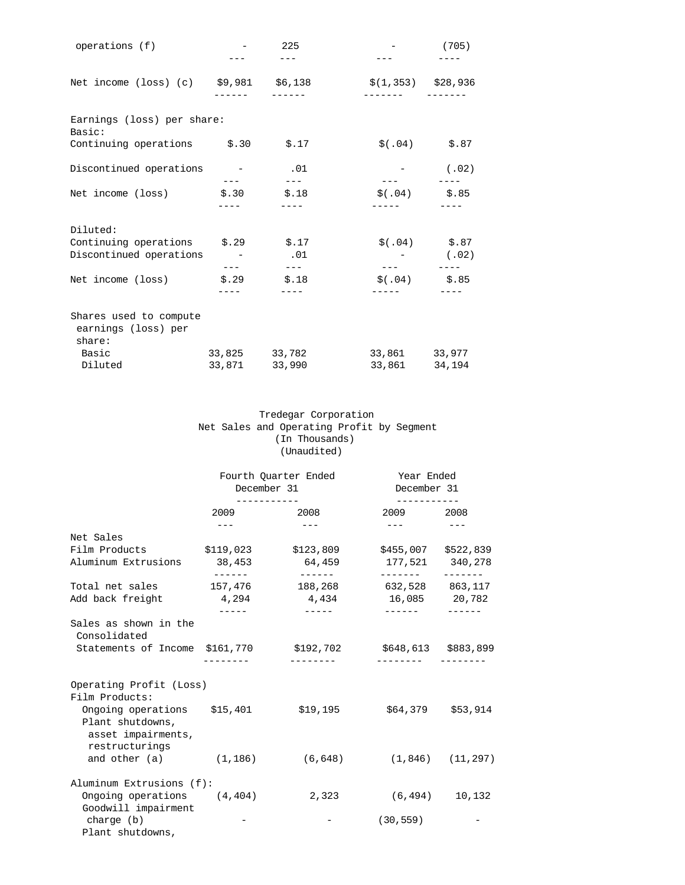| | Fourth Quarter 2009 | Fourth Quarter 2008 | Year 2009 | Year 2008 |
|---|---|---|---|---|
| operations (f) | - | 225 | - | (705) |
| Net income (loss) (c) | $9,981 | $6,138 | $(1,353) | $28,936 |
| Earnings (loss) per share: | | | | |
| Basic: | | | | |
| Continuing operations | $.30 | $.17 | $(.04) | $.87 |
| Discontinued operations | - | .01 | - | (.02) |
| Net income (loss) | $.30 | $.18 | $(.04) | $.85 |
| Diluted: | | | | |
| Continuing operations | $.29 | $.17 | $(.04) | $.87 |
| Discontinued operations | - | .01 | - | (.02) |
| Net income (loss) | $.29 | $.18 | $(.04) | $.85 |
| Shares used to compute earnings (loss) per share: | | | | |
| Basic | 33,825 | 33,782 | 33,861 | 33,977 |
| Diluted | 33,871 | 33,990 | 33,861 | 34,194 |

Tredegar Corporation
Net Sales and Operating Profit by Segment
(In Thousands)
(Unaudited)

| | Fourth Quarter Ended December 31 | | Year Ended December 31 | |
|---|---|---|---|---|
| | 2009 | 2008 | 2009 | 2008 |
| Net Sales | | | | |
| Film Products | $119,023 | $123,809 | $455,007 | $522,839 |
| Aluminum Extrusions | 38,453 | 64,459 | 177,521 | 340,278 |
| Total net sales | 157,476 | 188,268 | 632,528 | 863,117 |
| Add back freight | 4,294 | 4,434 | 16,085 | 20,782 |
| Sales as shown in the Consolidated Statements of Income | $161,770 | $192,702 | $648,613 | $883,899 |
| Operating Profit (Loss) | | | | |
| Film Products: | | | | |
| Ongoing operations | $15,401 | $19,195 | $64,379 | $53,914 |
| Plant shutdowns, asset impairments, restructurings and other (a) | (1,186) | (6,648) | (1,846) | (11,297) |
| Aluminum Extrusions (f): | | | | |
| Ongoing operations | (4,404) | 2,323 | (6,494) | 10,132 |
| Goodwill impairment charge (b) | - | - | (30,559) | - |
| Plant shutdowns, | | | | |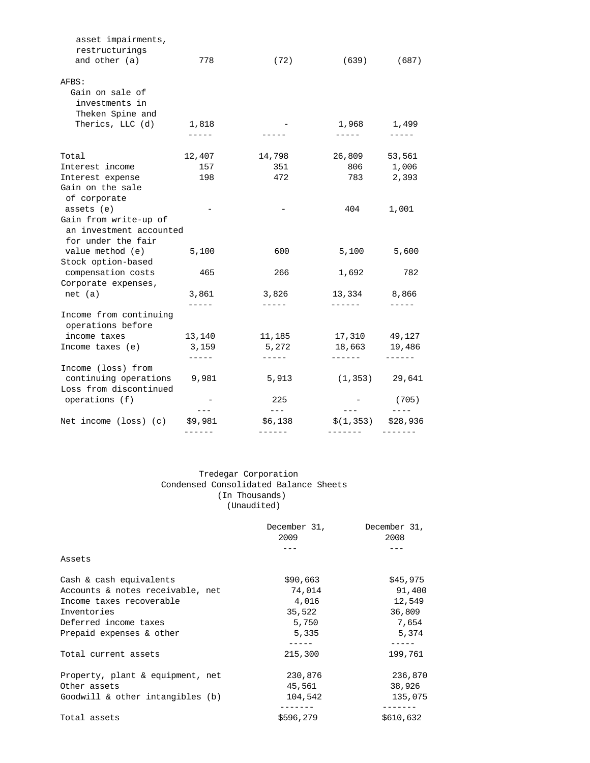| | | | | |
|---|---|---|---|---|
| asset impairments, restructurings and other (a) | 778 | (72) | (639) | (687) |
| AFBS: | | | | |
| Gain on sale of investments in Theken Spine and Therics, LLC (d) | 1,818 | - | 1,968 | 1,499 |
| Total | 12,407 | 14,798 | 26,809 | 53,561 |
| Interest income | 157 | 351 | 806 | 1,006 |
| Interest expense | 198 | 472 | 783 | 2,393 |
| Gain on the sale of corporate assets (e) | - | - | 404 | 1,001 |
| Gain from write-up of an investment accounted for under the fair value method (e) | 5,100 | 600 | 5,100 | 5,600 |
| Stock option-based compensation costs | 465 | 266 | 1,692 | 782 |
| Corporate expenses, net (a) | 3,861 | 3,826 | 13,334 | 8,866 |
| Income from continuing operations before income taxes | 13,140 | 11,185 | 17,310 | 49,127 |
| Income taxes (e) | 3,159 | 5,272 | 18,663 | 19,486 |
| Income (loss) from continuing operations | 9,981 | 5,913 | (1,353) | 29,641 |
| Loss from discontinued operations (f) | - | 225 | - | (705) |
| Net income (loss) (c) | $9,981 | $6,138 | $(1,353) | $28,936 |

Tredegar Corporation
Condensed Consolidated Balance Sheets
(In Thousands)
(Unaudited)

| | December 31, 2009 | December 31, 2008 |
|---|---|---|
| **Assets** | | |
| Cash & cash equivalents | $90,663 | $45,975 |
| Accounts & notes receivable, net | 74,014 | 91,400 |
| Income taxes recoverable | 4,016 | 12,549 |
| Inventories | 35,522 | 36,809 |
| Deferred income taxes | 5,750 | 7,654 |
| Prepaid expenses & other | 5,335 | 5,374 |
| Total current assets | 215,300 | 199,761 |
| Property, plant & equipment, net | 230,876 | 236,870 |
| Other assets | 45,561 | 38,926 |
| Goodwill & other intangibles (b) | 104,542 | 135,075 |
| Total assets | $596,279 | $610,632 |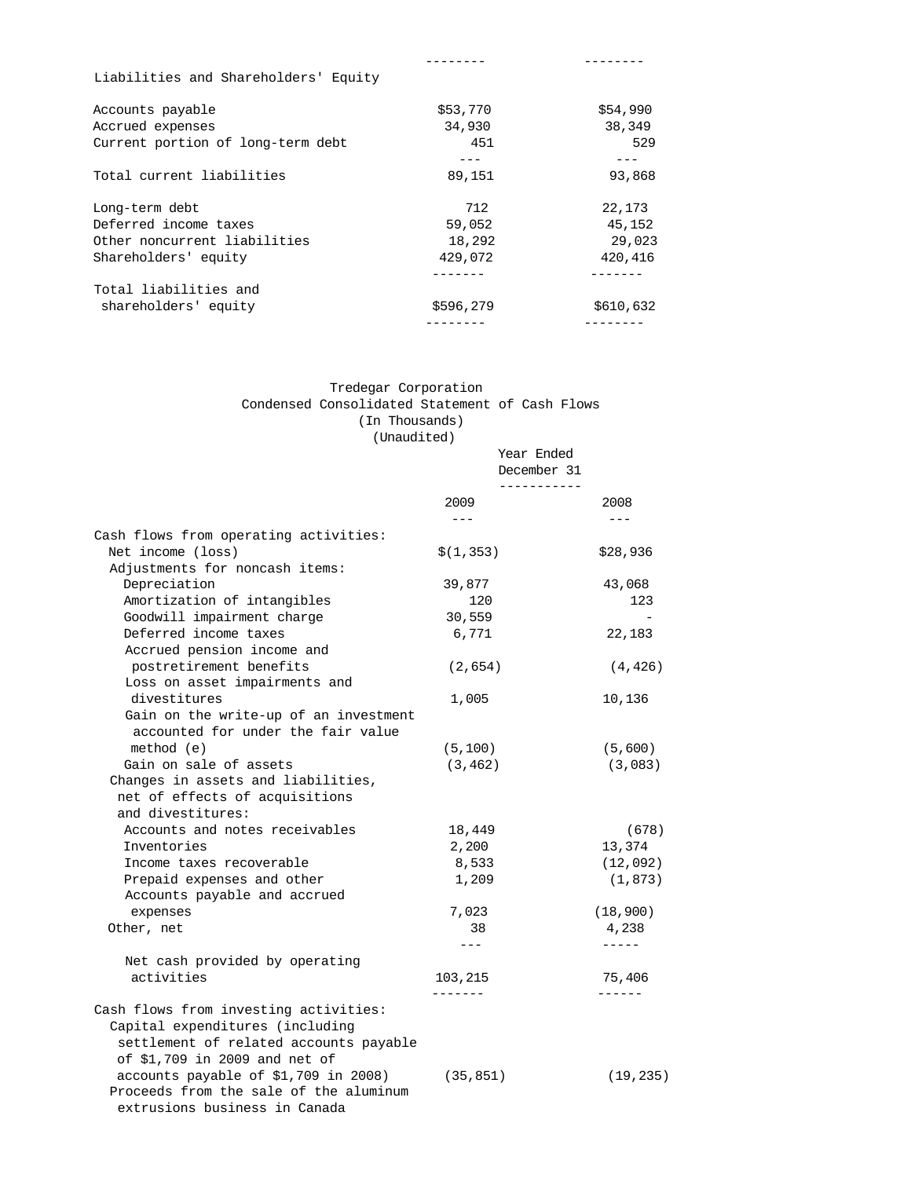| | | |
|---|---|---|
| **Liabilities and Shareholders' Equity** | | |
| Accounts payable | $53,770 | $54,990 |
| Accrued expenses | 34,930 | 38,349 |
| Current portion of long-term debt | 451 | 529 |
| Total current liabilities | 89,151 | 93,868 |
| Long-term debt | 712 | 22,173 |
| Deferred income taxes | 59,052 | 45,152 |
| Other noncurrent liabilities | 18,292 | 29,023 |
| Shareholders' equity | 429,072 | 420,416 |
| Total liabilities and shareholders' equity | $596,279 | $610,632 |

Tredegar Corporation
Condensed Consolidated Statement of Cash Flows
(In Thousands)
(Unaudited)

| | Year Ended December 31 | |
|---|---|---|
| | 2009 | 2008 |
| Cash flows from operating activities: | | |
| Net income (loss) | $(1,353) | $28,936 |
| Adjustments for noncash items: | | |
| Depreciation | 39,877 | 43,068 |
| Amortization of intangibles | 120 | 123 |
| Goodwill impairment charge | 30,559 | - |
| Deferred income taxes | 6,771 | 22,183 |
| Accrued pension income and postretirement benefits | (2,654) | (4,426) |
| Loss on asset impairments and divestitures | 1,005 | 10,136 |
| Gain on the write-up of an investment accounted for under the fair value method (e) | (5,100) | (5,600) |
| Gain on sale of assets | (3,462) | (3,083) |
| Changes in assets and liabilities, net of effects of acquisitions and divestitures: | | |
| Accounts and notes receivables | 18,449 | (678) |
| Inventories | 2,200 | 13,374 |
| Income taxes recoverable | 8,533 | (12,092) |
| Prepaid expenses and other | 1,209 | (1,873) |
| Accounts payable and accrued expenses | 7,023 | (18,900) |
| Other, net | 38 | 4,238 |
| Net cash provided by operating activities | 103,215 | 75,406 |
| Cash flows from investing activities: | | |
| Capital expenditures (including settlement of related accounts payable of $1,709 in 2009 and net of accounts payable of $1,709 in 2008) | (35,851) | (19,235) |
| Proceeds from the sale of the aluminum extrusions business in Canada | | |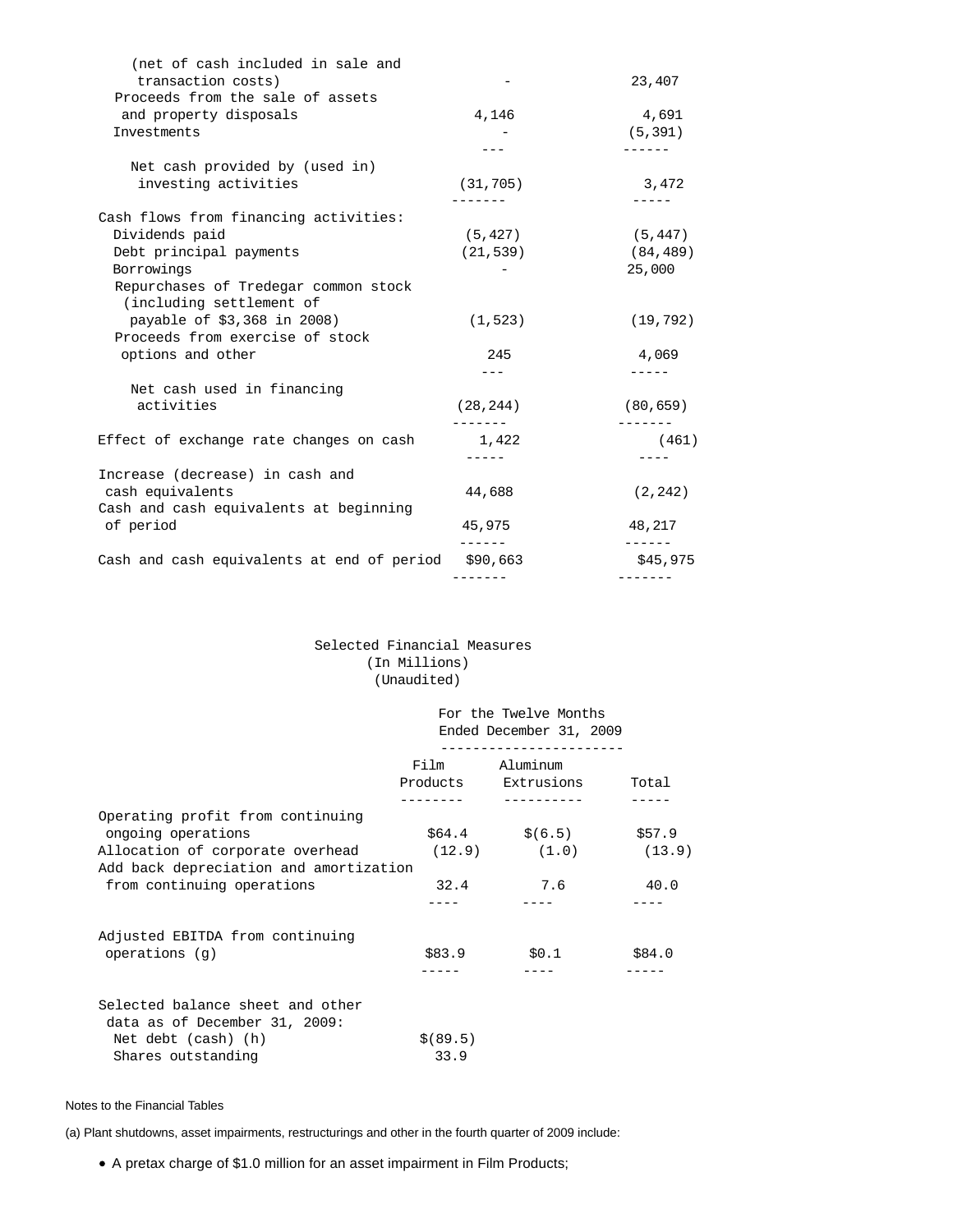| | | |
|---|---|---|
| (net of cash included in sale and transaction costs) | - | 23,407 |
| Proceeds from the sale of assets and property disposals | 4,146 | 4,691 |
| Investments | - | (5,391) |
| Net cash provided by (used in) investing activities | (31,705) | 3,472 |
| Cash flows from financing activities: | | |
| Dividends paid | (5,427) | (5,447) |
| Debt principal payments | (21,539) | (84,489) |
| Borrowings | - | 25,000 |
| Repurchases of Tredegar common stock (including settlement of payable of $3,368 in 2008) | (1,523) | (19,792) |
| Proceeds from exercise of stock options and other | 245 | 4,069 |
| Net cash used in financing activities | (28,244) | (80,659) |
| Effect of exchange rate changes on cash | 1,422 | (461) |
| Increase (decrease) in cash and cash equivalents | 44,688 | (2,242) |
| Cash and cash equivalents at beginning of period | 45,975 | 48,217 |
| Cash and cash equivalents at end of period | $90,663 | $45,975 |

Selected Financial Measures
(In Millions)
(Unaudited)

| | For the Twelve Months Ended December 31, 2009 | | |
|---|---|---|---|
| | Film Products | Aluminum Extrusions | Total |
| Operating profit from continuing ongoing operations | $64.4 | $(6.5) | $57.9 |
| Allocation of corporate overhead | (12.9) | (1.0) | (13.9) |
| Add back depreciation and amortization from continuing operations | 32.4 | 7.6 | 40.0 |
| Adjusted EBITDA from continuing operations (g) | $83.9 | $0.1 | $84.0 |
| Selected balance sheet and other data as of December 31, 2009: | | | |
| Net debt (cash) (h) | $(89.5) | | |
| Shares outstanding | 33.9 | | |

Notes to the Financial Tables

(a) Plant shutdowns, asset impairments, restructurings and other in the fourth quarter of 2009 include:

- A pretax charge of $1.0 million for an asset impairment in Film Products;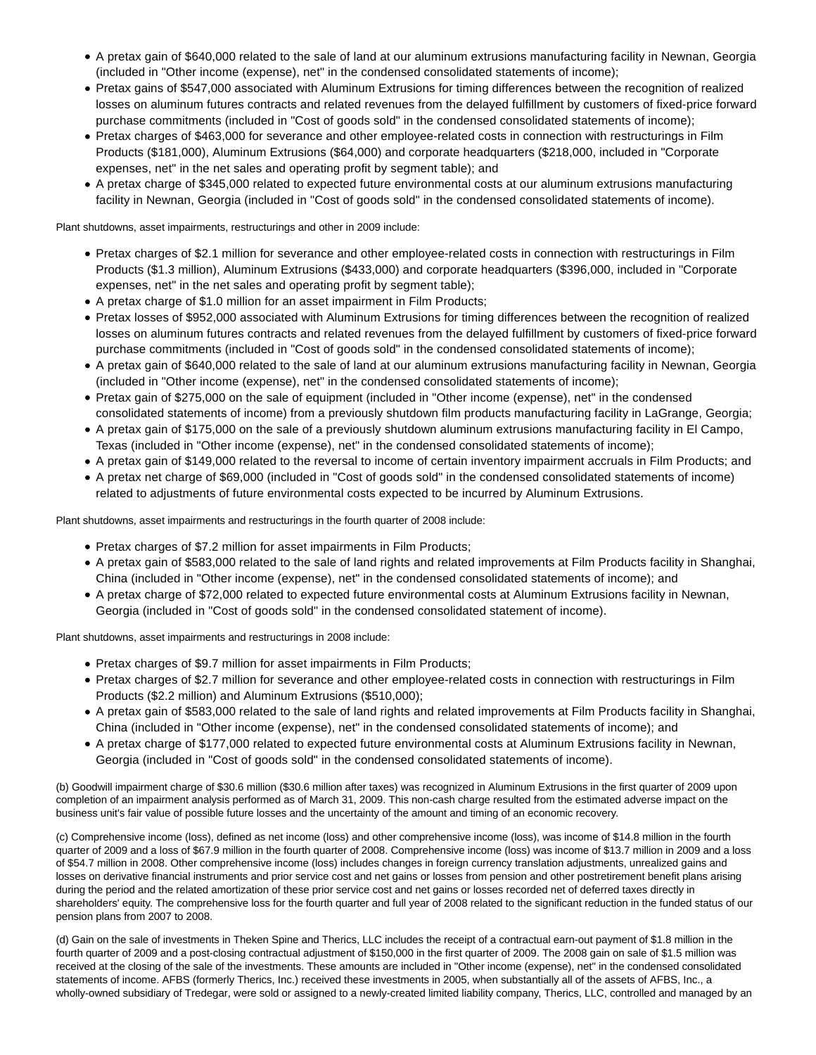- A pretax gain of $640,000 related to the sale of land at our aluminum extrusions manufacturing facility in Newnan, Georgia (included in "Other income (expense), net" in the condensed consolidated statements of income);
- Pretax gains of $547,000 associated with Aluminum Extrusions for timing differences between the recognition of realized losses on aluminum futures contracts and related revenues from the delayed fulfillment by customers of fixed-price forward purchase commitments (included in "Cost of goods sold" in the condensed consolidated statements of income);
- Pretax charges of $463,000 for severance and other employee-related costs in connection with restructurings in Film Products ($181,000), Aluminum Extrusions ($64,000) and corporate headquarters ($218,000, included in "Corporate expenses, net" in the net sales and operating profit by segment table); and
- A pretax charge of $345,000 related to expected future environmental costs at our aluminum extrusions manufacturing facility in Newnan, Georgia (included in "Cost of goods sold" in the condensed consolidated statements of income).

Plant shutdowns, asset impairments, restructurings and other in 2009 include:

- Pretax charges of $2.1 million for severance and other employee-related costs in connection with restructurings in Film Products ($1.3 million), Aluminum Extrusions ($433,000) and corporate headquarters ($396,000, included in "Corporate expenses, net" in the net sales and operating profit by segment table);
- A pretax charge of $1.0 million for an asset impairment in Film Products;
- Pretax losses of $952,000 associated with Aluminum Extrusions for timing differences between the recognition of realized losses on aluminum futures contracts and related revenues from the delayed fulfillment by customers of fixed-price forward purchase commitments (included in "Cost of goods sold" in the condensed consolidated statements of income);
- A pretax gain of $640,000 related to the sale of land at our aluminum extrusions manufacturing facility in Newnan, Georgia (included in "Other income (expense), net" in the condensed consolidated statements of income);
- Pretax gain of $275,000 on the sale of equipment (included in "Other income (expense), net" in the condensed consolidated statements of income) from a previously shutdown film products manufacturing facility in LaGrange, Georgia;
- A pretax gain of $175,000 on the sale of a previously shutdown aluminum extrusions manufacturing facility in El Campo, Texas (included in "Other income (expense), net" in the condensed consolidated statements of income);
- A pretax gain of $149,000 related to the reversal to income of certain inventory impairment accruals in Film Products; and
- A pretax net charge of $69,000 (included in "Cost of goods sold" in the condensed consolidated statements of income) related to adjustments of future environmental costs expected to be incurred by Aluminum Extrusions.

Plant shutdowns, asset impairments and restructurings in the fourth quarter of 2008 include:

- Pretax charges of $7.2 million for asset impairments in Film Products;
- A pretax gain of $583,000 related to the sale of land rights and related improvements at Film Products facility in Shanghai, China (included in "Other income (expense), net" in the condensed consolidated statements of income); and
- A pretax charge of $72,000 related to expected future environmental costs at Aluminum Extrusions facility in Newnan, Georgia (included in "Cost of goods sold" in the condensed consolidated statement of income).

Plant shutdowns, asset impairments and restructurings in 2008 include:

- Pretax charges of $9.7 million for asset impairments in Film Products;
- Pretax charges of $2.7 million for severance and other employee-related costs in connection with restructurings in Film Products ($2.2 million) and Aluminum Extrusions ($510,000);
- A pretax gain of $583,000 related to the sale of land rights and related improvements at Film Products facility in Shanghai, China (included in "Other income (expense), net" in the condensed consolidated statements of income); and
- A pretax charge of $177,000 related to expected future environmental costs at Aluminum Extrusions facility in Newnan, Georgia (included in "Cost of goods sold" in the condensed consolidated statements of income).

(b) Goodwill impairment charge of $30.6 million ($30.6 million after taxes) was recognized in Aluminum Extrusions in the first quarter of 2009 upon completion of an impairment analysis performed as of March 31, 2009. This non-cash charge resulted from the estimated adverse impact on the business unit's fair value of possible future losses and the uncertainty of the amount and timing of an economic recovery.

(c) Comprehensive income (loss), defined as net income (loss) and other comprehensive income (loss), was income of $14.8 million in the fourth quarter of 2009 and a loss of $67.9 million in the fourth quarter of 2008. Comprehensive income (loss) was income of $13.7 million in 2009 and a loss of $54.7 million in 2008. Other comprehensive income (loss) includes changes in foreign currency translation adjustments, unrealized gains and losses on derivative financial instruments and prior service cost and net gains or losses from pension and other postretirement benefit plans arising during the period and the related amortization of these prior service cost and net gains or losses recorded net of deferred taxes directly in shareholders' equity. The comprehensive loss for the fourth quarter and full year of 2008 related to the significant reduction in the funded status of our pension plans from 2007 to 2008.

(d) Gain on the sale of investments in Theken Spine and Therics, LLC includes the receipt of a contractual earn-out payment of $1.8 million in the fourth quarter of 2009 and a post-closing contractual adjustment of $150,000 in the first quarter of 2009. The 2008 gain on sale of $1.5 million was received at the closing of the sale of the investments. These amounts are included in "Other income (expense), net" in the condensed consolidated statements of income. AFBS (formerly Therics, Inc.) received these investments in 2005, when substantially all of the assets of AFBS, Inc., a wholly-owned subsidiary of Tredegar, were sold or assigned to a newly-created limited liability company, Therics, LLC, controlled and managed by an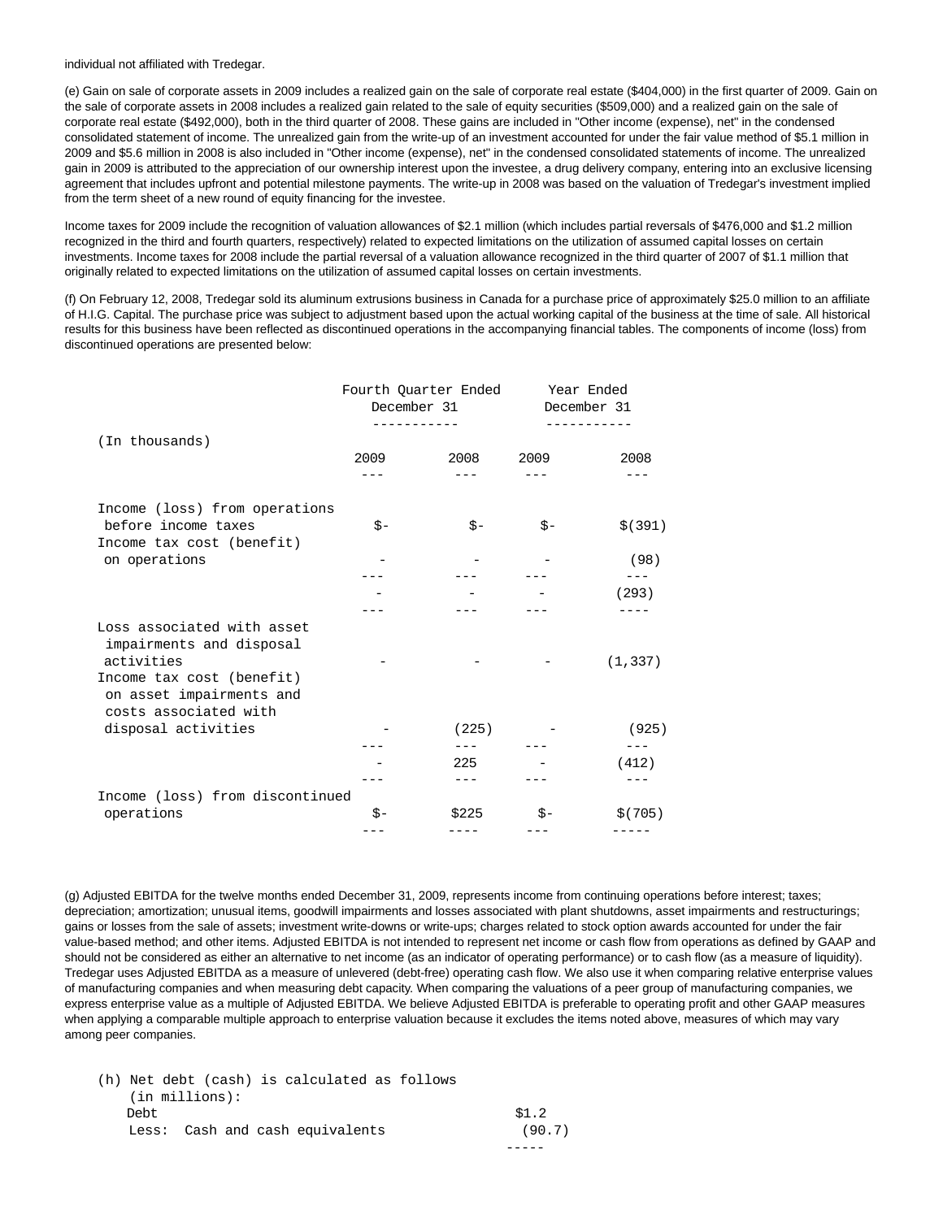individual not affiliated with Tredegar.

(e) Gain on sale of corporate assets in 2009 includes a realized gain on the sale of corporate real estate ($404,000) in the first quarter of 2009. Gain on the sale of corporate assets in 2008 includes a realized gain related to the sale of equity securities ($509,000) and a realized gain on the sale of corporate real estate ($492,000), both in the third quarter of 2008. These gains are included in "Other income (expense), net" in the condensed consolidated statement of income. The unrealized gain from the write-up of an investment accounted for under the fair value method of $5.1 million in 2009 and $5.6 million in 2008 is also included in "Other income (expense), net" in the condensed consolidated statements of income. The unrealized gain in 2009 is attributed to the appreciation of our ownership interest upon the investee, a drug delivery company, entering into an exclusive licensing agreement that includes upfront and potential milestone payments. The write-up in 2008 was based on the valuation of Tredegar's investment implied from the term sheet of a new round of equity financing for the investee.

Income taxes for 2009 include the recognition of valuation allowances of $2.1 million (which includes partial reversals of $476,000 and $1.2 million recognized in the third and fourth quarters, respectively) related to expected limitations on the utilization of assumed capital losses on certain investments. Income taxes for 2008 include the partial reversal of a valuation allowance recognized in the third quarter of 2007 of $1.1 million that originally related to expected limitations on the utilization of assumed capital losses on certain investments.

(f) On February 12, 2008, Tredegar sold its aluminum extrusions business in Canada for a purchase price of approximately $25.0 million to an affiliate of H.I.G. Capital. The purchase price was subject to adjustment based upon the actual working capital of the business at the time of sale. All historical results for this business have been reflected as discontinued operations in the accompanying financial tables. The components of income (loss) from discontinued operations are presented below:

| (In thousands) | Fourth Quarter Ended December 31 | | Year Ended December 31 | |
|---|---|---|---|---|
| | 2009 | 2008 | 2009 | 2008 |
| Income (loss) from operations before income taxes | $- | $- | $- | $(391) |
| Income tax cost (benefit) on operations | - | - | - | (98) |
| | - | - | - | (293) |
| Loss associated with asset impairments and disposal activities | - | - | - | (1,337) |
| Income tax cost (benefit) on asset impairments and costs associated with disposal activities | - | (225) | - | (925) |
| | - | 225 | - | (412) |
| Income (loss) from discontinued operations | $- | $225 | $- | $(705) |

(g) Adjusted EBITDA for the twelve months ended December 31, 2009, represents income from continuing operations before interest; taxes; depreciation; amortization; unusual items, goodwill impairments and losses associated with plant shutdowns, asset impairments and restructurings; gains or losses from the sale of assets; investment write-downs or write-ups; charges related to stock option awards accounted for under the fair value-based method; and other items. Adjusted EBITDA is not intended to represent net income or cash flow from operations as defined by GAAP and should not be considered as either an alternative to net income (as an indicator of operating performance) or to cash flow (as a measure of liquidity). Tredegar uses Adjusted EBITDA as a measure of unlevered (debt-free) operating cash flow. We also use it when comparing relative enterprise values of manufacturing companies and when measuring debt capacity. When comparing the valuations of a peer group of manufacturing companies, we express enterprise value as a multiple of Adjusted EBITDA. We believe Adjusted EBITDA is preferable to operating profit and other GAAP measures when applying a comparable multiple approach to enterprise valuation because it excludes the items noted above, measures of which may vary among peer companies.

(h) Net debt (cash) is calculated as follows (in millions):

| | |
|---|---|
| Debt | $1.2 |
| Less: Cash and cash equivalents | (90.7) |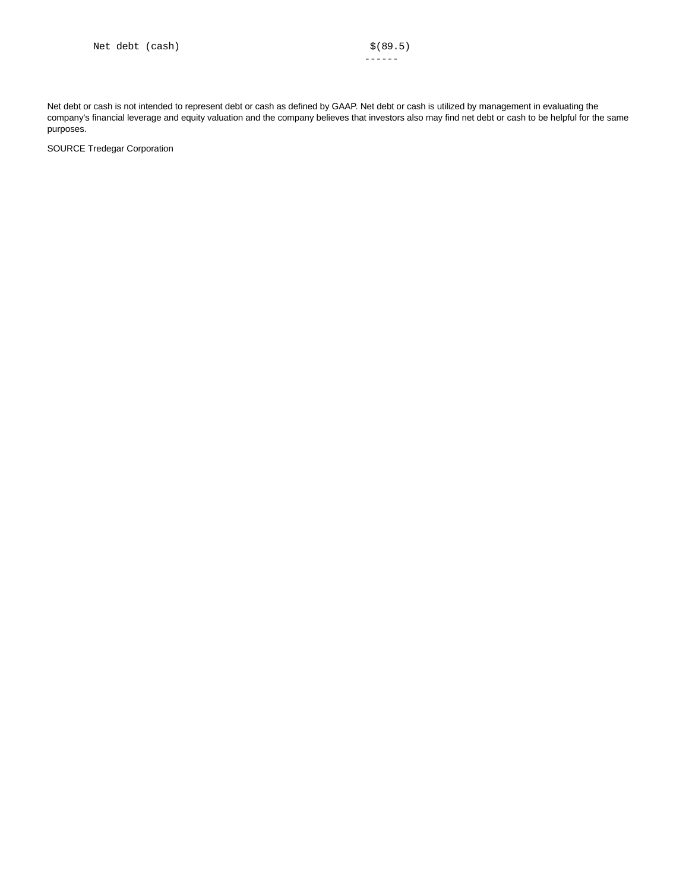| | |
|---|---|
| Net debt (cash) | $(89.5) |

Net debt or cash is not intended to represent debt or cash as defined by GAAP. Net debt or cash is utilized by management in evaluating the company's financial leverage and equity valuation and the company believes that investors also may find net debt or cash to be helpful for the same purposes.

SOURCE Tredegar Corporation